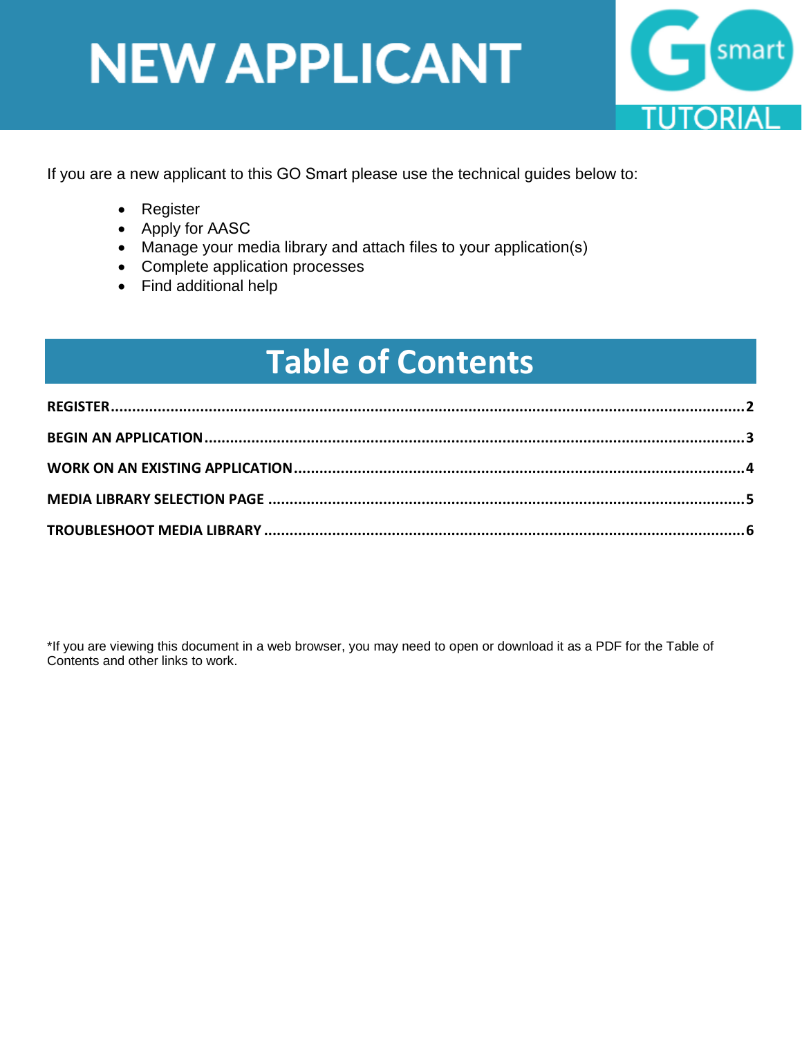# NEW APPLICANT

GO smart TUTORIAL

If you are a new applicant to this GO Smart please use the technical guides below to:

- Register
- Apply for AASC
- Manage your media library and attach files to your application(s)
- Complete application processes
- Find additional help

## Table of Contents

**REGISTER** ........................................................................................................ **2**

**BEGIN AN APPLICATION** ................................................................................... **3**

**WORK ON AN EXISTING APPLICATION** ................................................................ **4**

**MEDIA LIBRARY SELECTION PAGE** ..................................................................... **5**

**TROUBLESHOOT MEDIA LIBRARY** ...................................................................... **6**

*If you are viewing this document in a web browser, you may need to open or download it as a PDF for the Table of Contents and other links to work.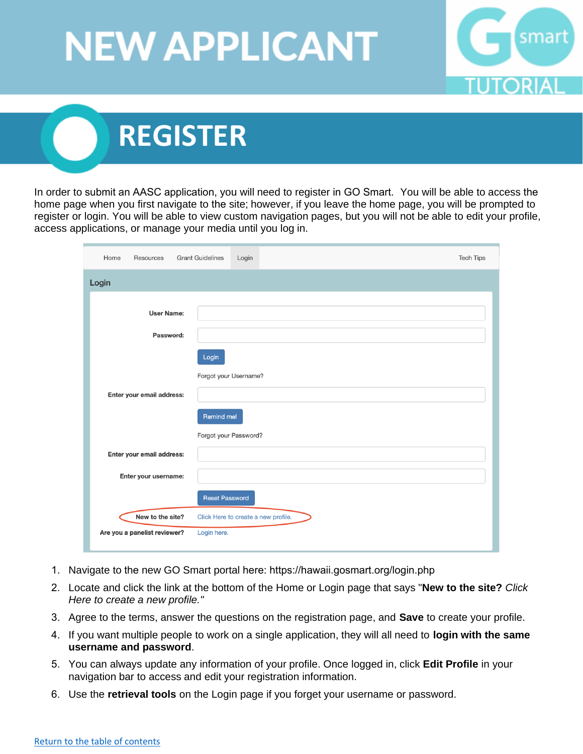# NEW APPLICANT

GO smart TUTORIAL

## REGISTER

In order to submit an AASC application, you will need to register in GO Smart. You will be able to access the home page when you first navigate to the site; however, if you leave the home page, you will be prompted to register or login. You will be able to view custom navigation pages, but you will not be able to edit your profile, access applications, or manage your media until you log in.

Home Resources Grant Guidelines Login Tech Tips

Login

User Name:

Password:

Login

Forgot your Username?

Enter your email address:

Remind me!

Forgot your Password?

Enter your email address:

Enter your username:

Reset Password

New to the site? Click Here to create a new profile.

Are you a panelist reviewer? Login here.

1. Navigate to the new GO Smart portal here: https://hawaii.gosmart.org/login.php
2. Locate and click the link at the bottom of the Home or Login page that says "**New to the site?** *Click Here to create a new profile."*
3. Agree to the terms, answer the questions on the registration page, and **Save** to create your profile.
4. If you want multiple people to work on a single application, they will all need to **login with the same username and password**.
5. You can always update any information of your profile. Once logged in, click **Edit Profile** in your navigation bar to access and edit your registration information.
6. Use the **retrieval tools** on the Login page if you forget your username or password.

Return to the table of contents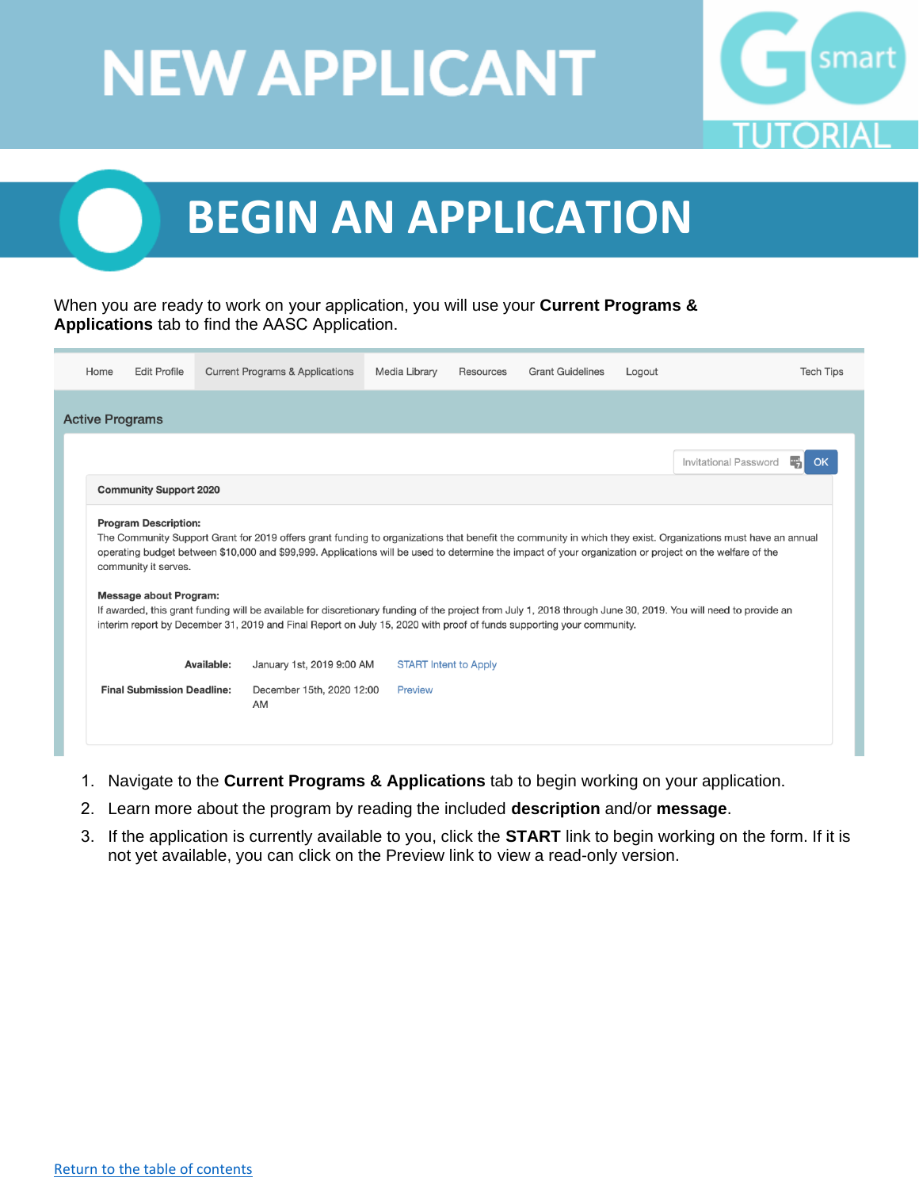# NEW APPLICANT

# BEGIN AN APPLICATION

When you are ready to work on your application, you will use your **Current Programs & Applications** tab to find the AASC Application.

Home | Edit Profile | Current Programs & Applications | Media Library | Resources | Grant Guidelines | Logout | Tech Tips

**Active Programs**

Invitational Password OK

**Community Support 2020**

**Program Description:**
The Community Support Grant for 2019 offers grant funding to organizations that benefit the community in which they exist. Organizations must have an annual operating budget between $10,000 and $99,999. Applications will be used to determine the impact of your organization or project on the welfare of the community it serves.

**Message about Program:**
If awarded, this grant funding will be available for discretionary funding of the project from July 1, 2018 through June 30, 2019. You will need to provide an interim report by December 31, 2019 and Final Report on July 15, 2020 with proof of funds supporting your community.

| | | |
|---|---|---|
| **Available:** | January 1st, 2019 9:00 AM | START Intent to Apply |
| **Final Submission Deadline:** | December 15th, 2020 12:00 AM | Preview |

1. Navigate to the **Current Programs & Applications** tab to begin working on your application.
2. Learn more about the program by reading the included **description** and/or **message**.
3. If the application is currently available to you, click the **START** link to begin working on the form. If it is not yet available, you can click on the Preview link to view a read-only version.

Return to the table of contents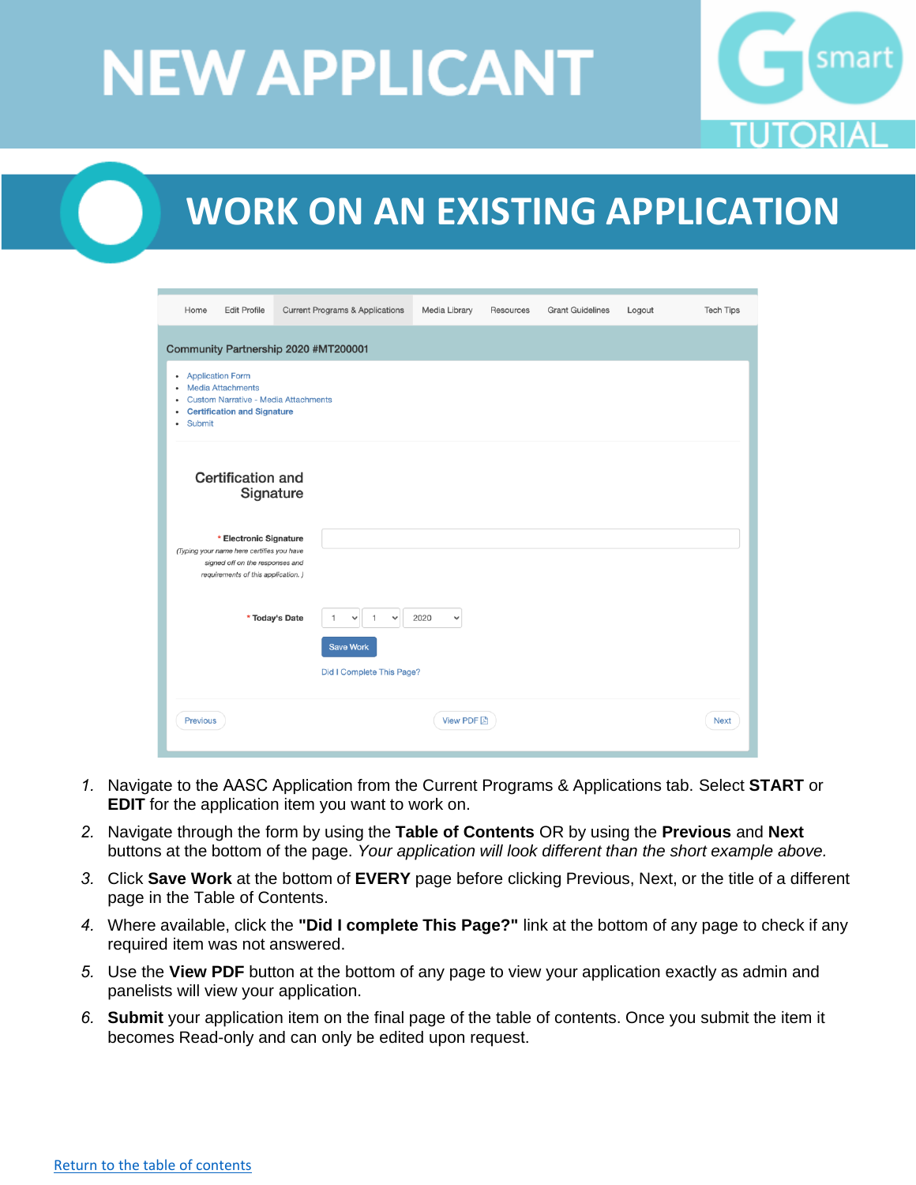# NEW APPLICANT

# WORK ON AN EXISTING APPLICATION

1. Navigate to the AASC Application from the Current Programs & Applications tab. Select **START** or **EDIT** for the application item you want to work on.
2. Navigate through the form by using the **Table of Contents** OR by using the **Previous** and **Next** buttons at the bottom of the page. *Your application will look different than the short example above.*
3. Click **Save Work** at the bottom of **EVERY** page before clicking Previous, Next, or the title of a different page in the Table of Contents.
4. Where available, click the **"Did I complete This Page?"** link at the bottom of any page to check if any required item was not answered.
5. Use the **View PDF** button at the bottom of any page to view your application exactly as admin and panelists will view your application.
6. **Submit** your application item on the final page of the table of contents. Once you submit the item it becomes Read-only and can only be edited upon request.

Return to the table of contents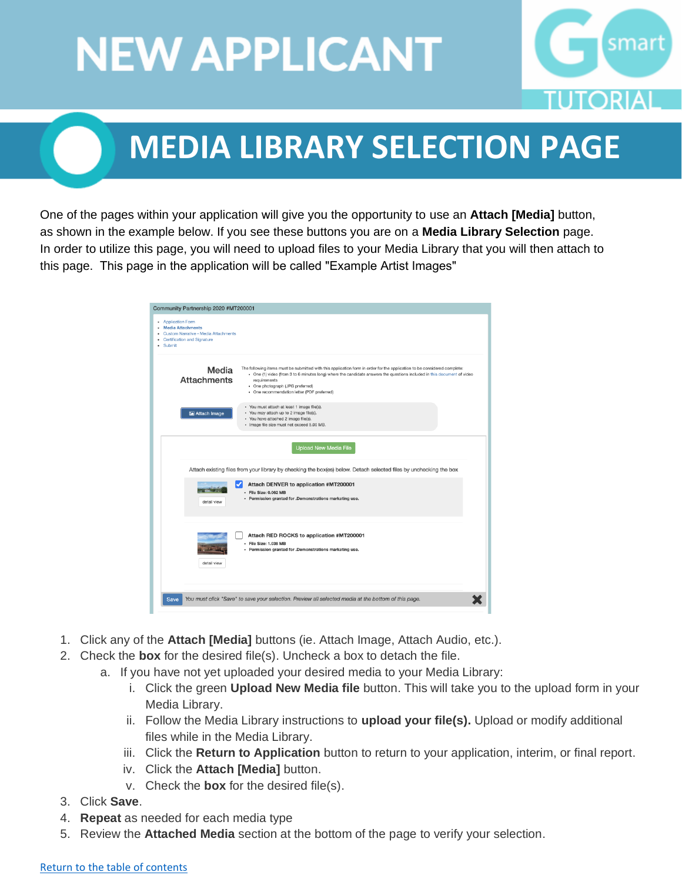# NEW APPLICANT

GO smart TUTORIAL

## MEDIA LIBRARY SELECTION PAGE

One of the pages within your application will give you the opportunity to use an **Attach [Media]** button, as shown in the example below. If you see these buttons you are on a **Media Library Selection** page. In order to utilize this page, you will need to upload files to your Media Library that you then attach to this page. This page in the application will be called "Example Artist Images"

1. Click any of the **Attach [Media]** buttons (ie. Attach Image, Attach Audio, etc.).
2. Check the **box** for the desired file(s). Uncheck a box to detach the file.
   a. If you have not yet uploaded your desired media to your Media Library:
      i. Click the green **Upload New Media file** button. This will take you to the upload form in your Media Library.
      ii. Follow the Media Library instructions to **upload your file(s).** Upload or modify additional files while in the Media Library.
      iii. Click the **Return to Application** button to return to your application, interim, or final report.
      iv. Click the **Attach [Media]** button.
      v. Check the **box** for the desired file(s).
3. Click **Save**.
4. **Repeat** as needed for each media type
5. Review the **Attached Media** section at the bottom of the page to verify your selection.

Return to the table of contents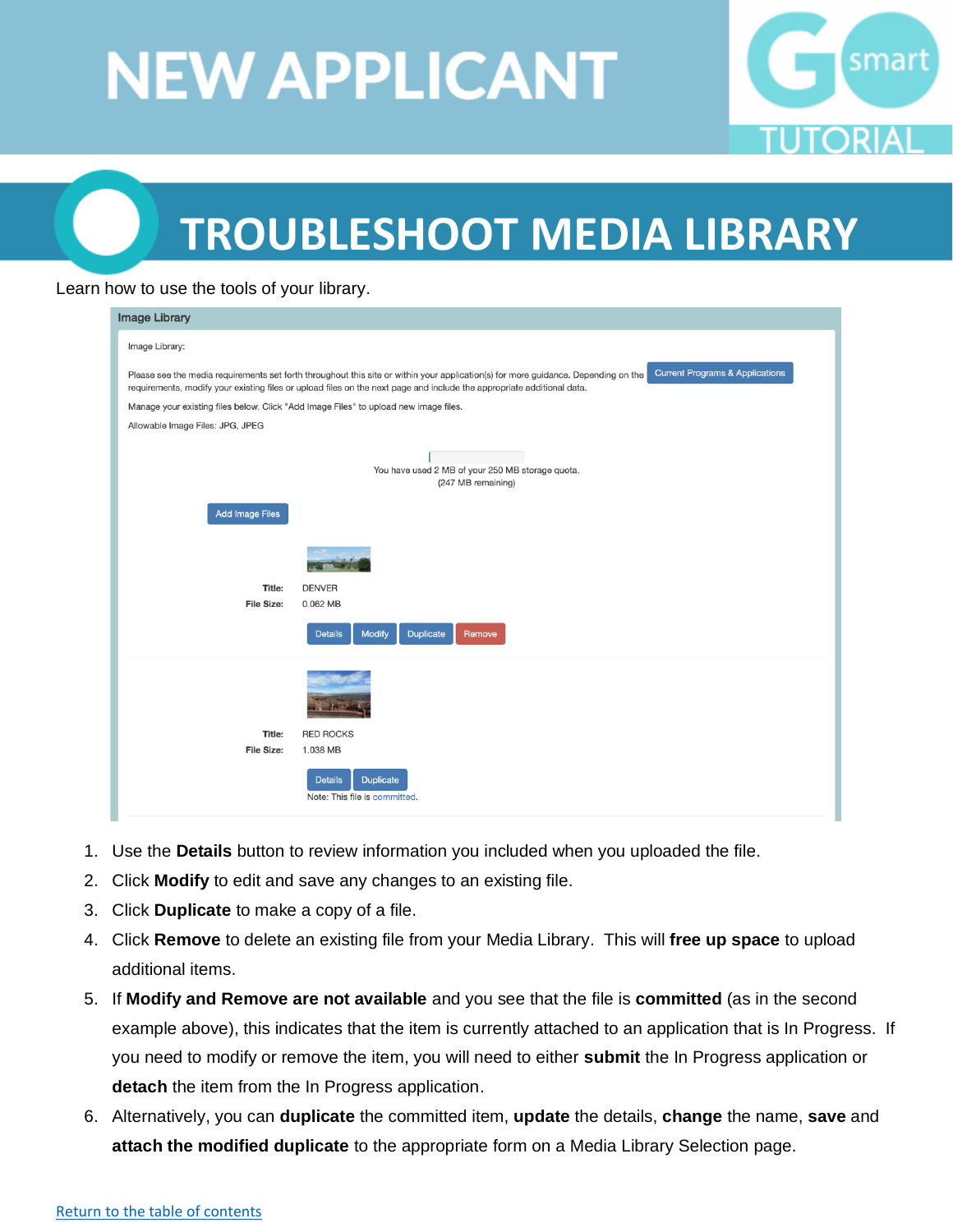# NEW APPLICANT

GO smart TUTORIAL

## TROUBLESHOOT MEDIA LIBRARY

Learn how to use the tools of your library.

Image Library

Image Library:

Please see the media requirements set forth throughout this site or within your application(s) for more guidance. Depending on the requirements, modify your existing files or upload files on the next page and include the appropriate additional data.

Current Programs & Applications

Manage your existing files below. Click "Add Image Files" to upload new image files.

Allowable Image Files: JPG, JPEG

You have used 2 MB of your 250 MB storage quota.
(247 MB remaining)

Add Image Files

Title: DENVER
File Size: 0.062 MB

Details Modify Duplicate Remove

Title: RED ROCKS
File Size: 1.038 MB

Details Duplicate
Note: This file is committed.

1. Use the **Details** button to review information you included when you uploaded the file.
2. Click **Modify** to edit and save any changes to an existing file.
3. Click **Duplicate** to make a copy of a file.
4. Click **Remove** to delete an existing file from your Media Library. This will **free up space** to upload additional items.
5. If **Modify and Remove are not available** and you see that the file is **committed** (as in the second example above), this indicates that the item is currently attached to an application that is In Progress. If you need to modify or remove the item, you will need to either **submit** the In Progress application or **detach** the item from the In Progress application.
6. Alternatively, you can **duplicate** the committed item, **update** the details, **change** the name, **save** and **attach the modified duplicate** to the appropriate form on a Media Library Selection page.

Return to the table of contents